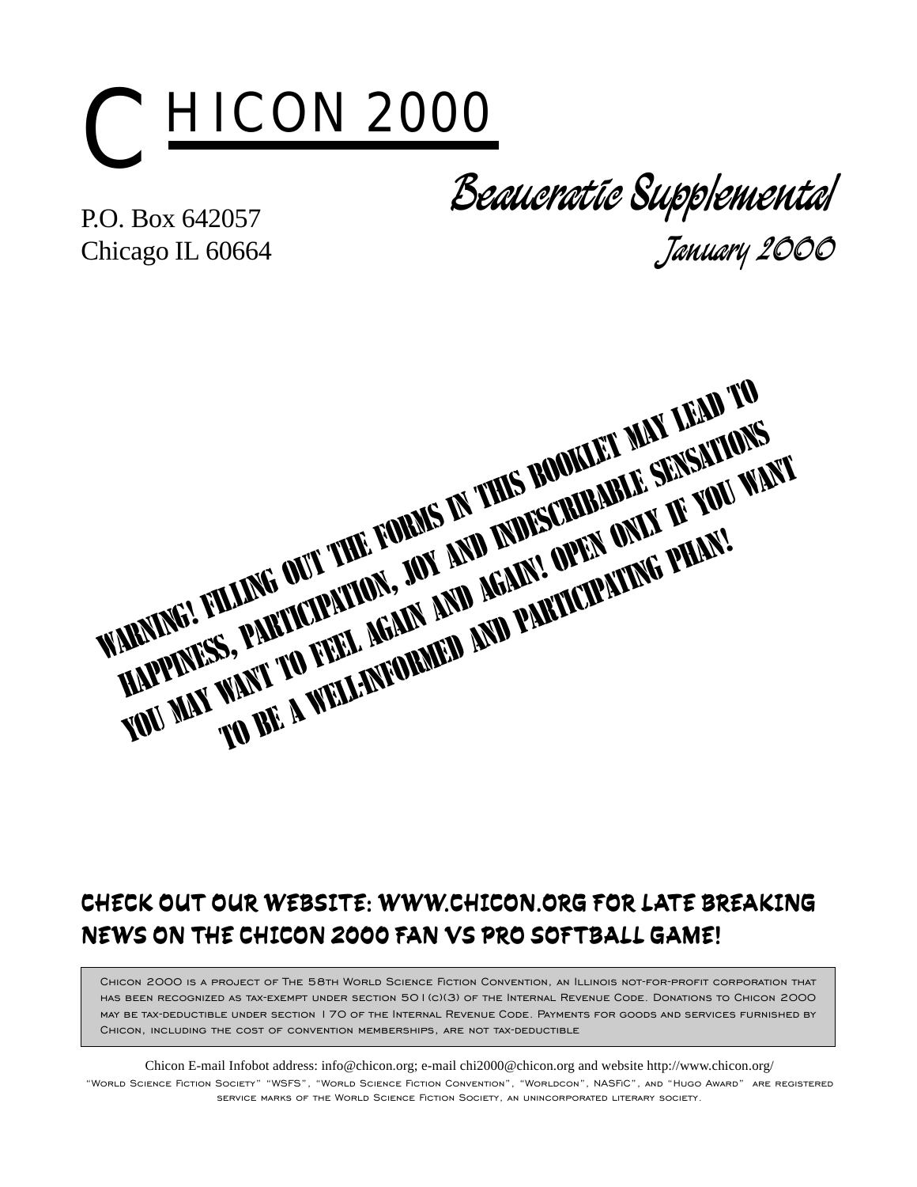# CHICON 2000

## Beaucratic Supplemental

January 2000

P.O. Box 642057
Chicago IL 60664

**WARNING! FILLING OUT THE FORMS IN THIS BOOKLET MAY LEAD TO HAPPINESS, PARTICIPATION, JOY AND INDESCRIBABLE SENSATIONS YOU MAY WANT TO FEEL AGAIN AND AGAIN! OPEN ONLY IF YOU WANT TO BE A WELL-INFORMED AND PARTICIPATING PHAN!**

**CHECK OUT OUR WEBSITE: WWW.CHICON.ORG FOR LATE BREAKING NEWS ON THE CHICON 2000 FAN VS PRO SOFTBALL GAME!**

Chicon 2000 is a project of The 58th World Science Fiction Convention, an Illinois not-for-profit corporation that has been recognized as tax-exempt under section 501(c)(3) of the Internal Revenue Code. Donations to Chicon 2000 may be tax-deductible under section 170 of the Internal Revenue Code. Payments for goods and services furnished by Chicon, including the cost of convention memberships, are not tax-deductible

Chicon E-mail Infobot address: info@chicon.org; e-mail chi2000@chicon.org and website http://www.chicon.org/

"World Science Fiction Society" "WSFS", "World Science Fiction Convention", "Worldcon", NASFiC", and "Hugo Award" are registered service marks of the World Science Fiction Society, an unincorporated literary society.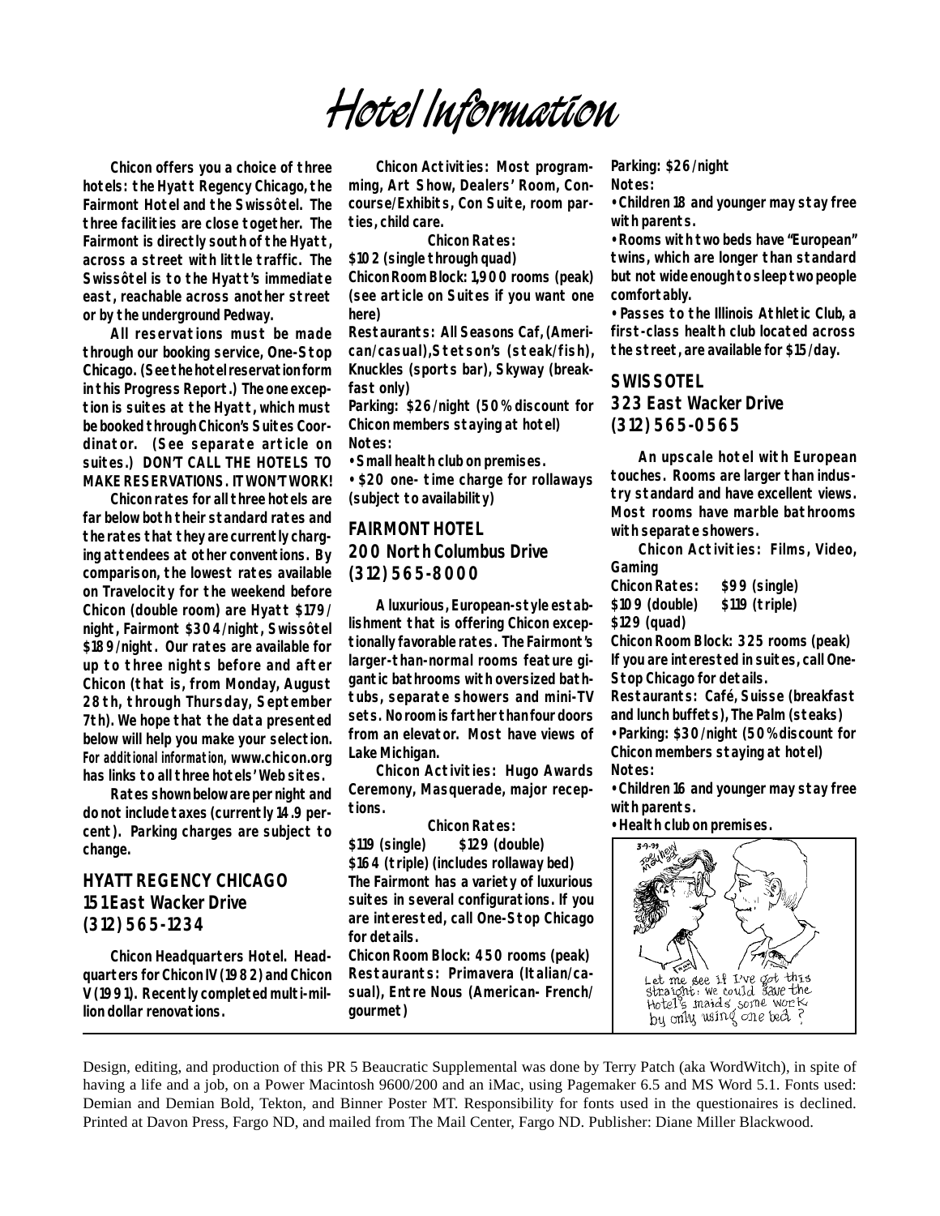# Hotel Information

Chicon offers you a choice of three hotels: the Hyatt Regency Chicago, the Fairmont Hotel and the Swissôtel. The three facilities are close together. The Fairmont is directly south of the Hyatt, across a street with little traffic. The Swissôtel is to the Hyatt's immediate east, reachable across another street or by the underground Pedway.

All reservations must be made through our booking service, One-Stop Chicago. (See the hotel reservation form in this Progress Report.) The one exception is suites at the Hyatt, which must be booked through Chicon's Suites Coordinator. (See separate article on suites.) DON'T CALL THE HOTELS TO MAKE RESERVATIONS. IT WON'T WORK!

Chicon rates for all three hotels are far below both their standard rates and the rates that they are currently charging attendees at other conventions. By comparison, the lowest rates available on Travelocity for the weekend before Chicon (double room) are Hyatt $179/night, Fairmont $304/night, Swissôtel $189/night. Our rates are available for up to three nights before and after Chicon (that is, from Monday, August 28th, through Thursday, September 7th). We hope that the data presented below will help you make your selection. For additional information, www.chicon.org has links to all three hotels' Web sites.

Rates shown below are per night and do not include taxes (currently 14.9 percent). Parking charges are subject to change.

## HYATT REGENCY CHICAGO
## 151 East Wacker Drive
## (312) 565-1234

Chicon Headquarters Hotel. Headquarters for Chicon IV (1982) and Chicon V (1991). Recently completed multi-million dollar renovations.

Chicon Activities: Most programming, Art Show, Dealers' Room, Concourse/Exhibits, Con Suite, room parties, child care.

Chicon Rates:

$102 (single through quad)

Chicon Room Block: 1,900 rooms (peak) (see article on Suites if you want one here)

Restaurants: All Seasons Caf, (American/casual), Stetson's (steak/fish), Knuckles (sports bar), Skyway (breakfast only)

Parking: $26/night (50% discount for Chicon members staying at hotel)

Notes:

- Small health club on premises.
- $20 one- time charge for rollaways (subject to availability)

## FAIRMONT HOTEL
## 200 North Columbus Drive
## (312) 565-8000

A luxurious, European-style establishment that is offering Chicon exceptionally favorable rates. The Fairmont's larger-than-normal rooms feature gigantic bathrooms with oversized bathtubs, separate showers and mini-TV sets. No room is farther than four doors from an elevator. Most have views of Lake Michigan.

Chicon Activities: Hugo Awards Ceremony, Masquerade, major receptions.

Chicon Rates:

$119 (single) $129 (double)
$164 (triple) (includes rollaway bed)

The Fairmont has a variety of luxurious suites in several configurations. If you are interested, call One-Stop Chicago for details.

Chicon Room Block: 450 rooms (peak)

Restaurants: Primavera (Italian/casual), Entre Nous (American- French/gourmet)

Parking: $26/night

Notes:

- Children 18 and younger may stay free with parents.
- Rooms with two beds have "European" twins, which are longer than standard but not wide enough to sleep two people comfortably.
- Passes to the Illinois Athletic Club, a first-class health club located across the street, are available for $15/day.

## SWISSOTEL
## 323 East Wacker Drive
## (312) 565-0565

An upscale hotel with European touches. Rooms are larger than industry standard and have excellent views. Most rooms have marble bathrooms with separate showers.

Chicon Activities: Films, Video, Gaming

Chicon Rates: $99 (single)
$109 (double) $119 (triple)
$129 (quad)

Chicon Room Block: 325 rooms (peak)

If you are interested in suites, call One-Stop Chicago for details.

Restaurants: Café, Suisse (breakfast and lunch buffets), The Palm (steaks)

- Parking: $30/night (50% discount for Chicon members staying at hotel)

Notes:

- Children 16 and younger may stay free with parents.
- Health club on premises.

Let me see if I've got this straight: we could save the Hotel's maids some work by only using one bed?

---

Design, editing, and production of this PR 5 Beaucratic Supplemental was done by Terry Patch (aka WordWitch), in spite of having a life and a job, on a Power Macintosh 9600/200 and an iMac, using Pagemaker 6.5 and MS Word 5.1. Fonts used: Demian and Demian Bold, Tekton, and Binner Poster MT. Responsibility for fonts used in the questionaires is declined. Printed at Davon Press, Fargo ND, and mailed from The Mail Center, Fargo ND. Publisher: Diane Miller Blackwood.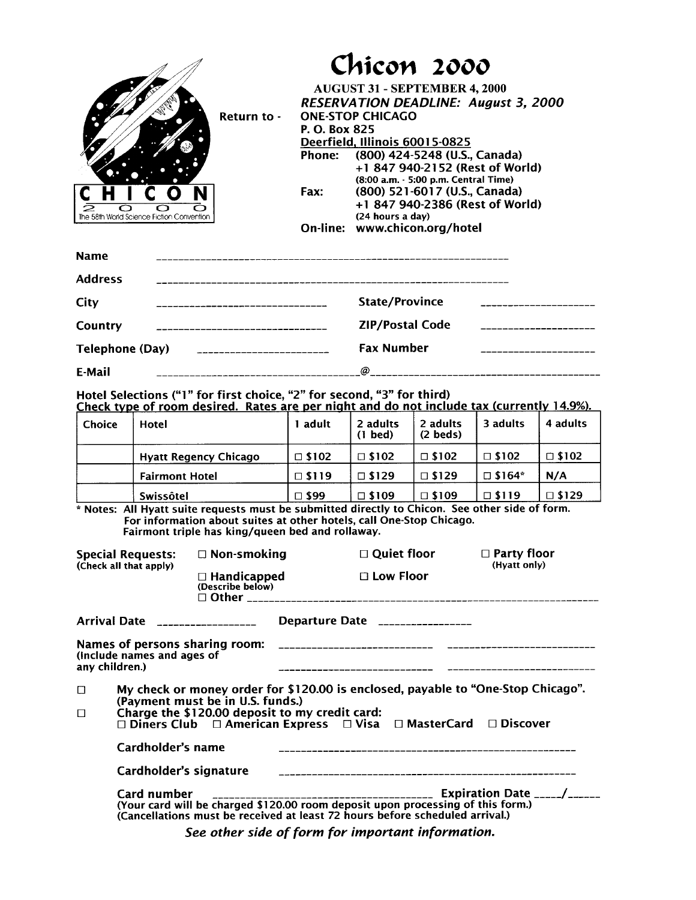# Chicon 2000

**AUGUST 31 - SEPTEMBER 4, 2000**

***RESERVATION DEADLINE: August 3, 2000***

CHICON 2000
The 58th World Science Fiction Convention

Return to - **ONE-STOP CHICAGO**
**P. O. Box 825**
**Deerfield, Illinois 60015-0825**

**Phone:** (800) 424-5248 (U.S., Canada)
+1 847 940-2152 (Rest of World)
(8:00 a.m. - 5:00 p.m. Central Time)

**Fax:** (800) 521-6017 (U.S., Canada)
+1 847 940-2386 (Rest of World)
(24 hours a day)

**On-line:** www.chicon.org/hotel

**Name** ______________________________

**Address** ______________________________

**City** ____________________ **State/Province** ____________________

**Country** ____________________ **ZIP/Postal Code** ____________________

**Telephone (Day)** ____________________ **Fax Number** ____________________

**E-Mail** ____________________@____________________

**Hotel Selections ("1" for first choice, "2" for second, "3" for third)**
**Check type of room desired. Rates are per night and do not include tax (currently 14.9%).**

| Choice | Hotel | 1 adult | 2 adults (1 bed) | 2 adults (2 beds) | 3 adults | 4 adults |
|---|---|---|---|---|---|---|
| | Hyatt Regency Chicago | ☐ $102 | ☐ $102 | ☐ $102 | ☐ $102 | ☐ $102 |
| | Fairmont Hotel | ☐ $119 | ☐ $129 | ☐ $129 | ☐ $164* | N/A |
| | Swissôtel | ☐ $99 | ☐ $109 | ☐ $109 | ☐ $119 | ☐ $129 |

**\* Notes: All Hyatt suite requests must be submitted directly to Chicon. See other side of form.**
**For information about suites at other hotels, call One-Stop Chicago.**
**Fairmont triple has king/queen bed and rollaway.**

**Special Requests:** (Check all that apply)
☐ Non-smoking ☐ Quiet floor ☐ Party floor (Hyatt only)
☐ Handicapped (Describe below) ☐ Low Floor
☐ Other ______________________________

**Arrival Date** ____________________ **Departure Date** ____________________

**Names of persons sharing room:** (Include names and ages of any children.)
____________________ ____________________
____________________ ____________________

☐ **My check or money order for $120.00 is enclosed, payable to "One-Stop Chicago". (Payment must be in U.S. funds.)**

☐ **Charge the $120.00 deposit to my credit card:**
☐ Diners Club ☐ American Express ☐ Visa ☐ MasterCard ☐ Discover

**Cardholder's name** ______________________________

**Cardholder's signature** ______________________________

**Card number** ______________________________ **Expiration Date** ____/____
(Your card will be charged $120.00 room deposit upon processing of this form.)
(Cancellations must be received at least 72 hours before scheduled arrival.)

***See other side of form for important information.***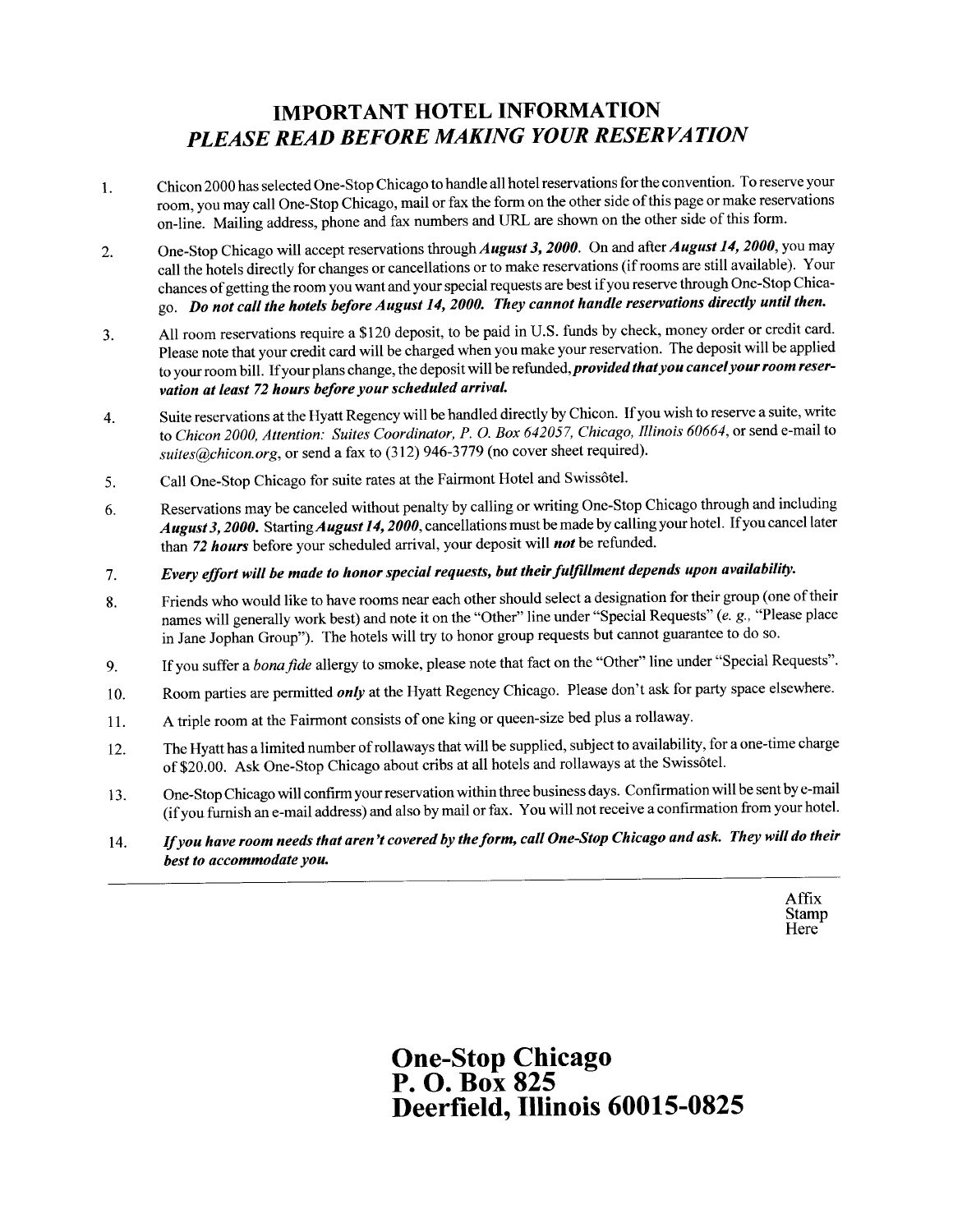# IMPORTANT HOTEL INFORMATION

## *PLEASE READ BEFORE MAKING YOUR RESERVATION*

1. Chicon 2000 has selected One-Stop Chicago to handle all hotel reservations for the convention. To reserve your room, you may call One-Stop Chicago, mail or fax the form on the other side of this page or make reservations on-line. Mailing address, phone and fax numbers and URL are shown on the other side of this form.
2. One-Stop Chicago will accept reservations through ***August 3, 2000***. On and after ***August 14, 2000***, you may call the hotels directly for changes or cancellations or to make reservations (if rooms are still available). Your chances of getting the room you want and your special requests are best if you reserve through One-Stop Chicago. ***Do not call the hotels before August 14, 2000. They cannot handle reservations directly until then.***
3. All room reservations require a $120 deposit, to be paid in U.S. funds by check, money order or credit card. Please note that your credit card will be charged when you make your reservation. The deposit will be applied to your room bill. If your plans change, the deposit will be refunded, ***provided that you cancel your room reservation at least 72 hours before your scheduled arrival.***
4. Suite reservations at the Hyatt Regency will be handled directly by Chicon. If you wish to reserve a suite, write to *Chicon 2000, Attention: Suites Coordinator, P. O. Box 642057, Chicago, Illinois 60664*, or send e-mail to *suites@chicon.org*, or send a fax to (312) 946-3779 (no cover sheet required).
5. Call One-Stop Chicago for suite rates at the Fairmont Hotel and Swissôtel.
6. Reservations may be canceled without penalty by calling or writing One-Stop Chicago through and including ***August 3, 2000.*** Starting ***August 14, 2000***, cancellations must be made by calling your hotel. If you cancel later than ***72 hours*** before your scheduled arrival, your deposit will ***not*** be refunded.
7. ***Every effort will be made to honor special requests, but their fulfillment depends upon availability.***
8. Friends who would like to have rooms near each other should select a designation for their group (one of their names will generally work best) and note it on the "Other" line under "Special Requests" (*e. g.*, "Please place in Jane Jophan Group"). The hotels will try to honor group requests but cannot guarantee to do so.
9. If you suffer a *bona fide* allergy to smoke, please note that fact on the "Other" line under "Special Requests".
10. Room parties are permitted ***only*** at the Hyatt Regency Chicago. Please don't ask for party space elsewhere.
11. A triple room at the Fairmont consists of one king or queen-size bed plus a rollaway.
12. The Hyatt has a limited number of rollaways that will be supplied, subject to availability, for a one-time charge of $20.00. Ask One-Stop Chicago about cribs at all hotels and rollaways at the Swissôtel.
13. One-Stop Chicago will confirm your reservation within three business days. Confirmation will be sent by e-mail (if you furnish an e-mail address) and also by mail or fax. You will not receive a confirmation from your hotel.
14. ***If you have room needs that aren't covered by the form, call One-Stop Chicago and ask. They will do their best to accommodate you.***

---

Affix
Stamp
Here

**One-Stop Chicago**
**P. O. Box 825**
**Deerfield, Illinois 60015-0825**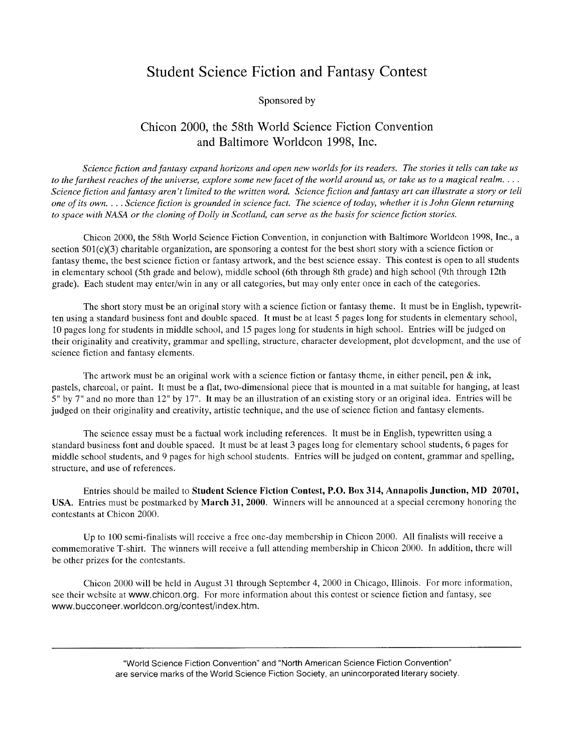# Student Science Fiction and Fantasy Contest

Sponsored by

## Chicon 2000, the 58th World Science Fiction Convention and Baltimore Worldcon 1998, Inc.

*Science fiction and fantasy expand horizons and open new worlds for its readers. The stories it tells can take us to the farthest reaches of the universe, explore some new facet of the world around us, or take us to a magical realm. . . . Science fiction and fantasy aren't limited to the written word. Science fiction and fantasy art can illustrate a story or tell one of its own. . . . Science fiction is grounded in science fact. The science of today, whether it is John Glenn returning to space with NASA or the cloning of Dolly in Scotland, can serve as the basis for science fiction stories.*

Chicon 2000, the 58th World Science Fiction Convention, in conjunction with Baltimore Worldcon 1998, Inc., a section 501(c)(3) charitable organization, are sponsoring a contest for the best short story with a science fiction or fantasy theme, the best science fiction or fantasy artwork, and the best science essay. This contest is open to all students in elementary school (5th grade and below), middle school (6th through 8th grade) and high school (9th through 12th grade). Each student may enter/win in any or all categories, but may only enter once in each of the categories.

The short story must be an original story with a science fiction or fantasy theme. It must be in English, typewritten using a standard business font and double spaced. It must be at least 5 pages long for students in elementary school, 10 pages long for students in middle school, and 15 pages long for students in high school. Entries will be judged on their originality and creativity, grammar and spelling, structure, character development, plot development, and the use of science fiction and fantasy elements.

The artwork must be an original work with a science fiction or fantasy theme, in either pencil, pen & ink, pastels, charcoal, or paint. It must be a flat, two-dimensional piece that is mounted in a mat suitable for hanging, at least 5" by 7" and no more than 12" by 17". It may be an illustration of an existing story or an original idea. Entries will be judged on their originality and creativity, artistic technique, and the use of science fiction and fantasy elements.

The science essay must be a factual work including references. It must be in English, typewritten using a standard business font and double spaced. It must be at least 3 pages long for elementary school students, 6 pages for middle school students, and 9 pages for high school students. Entries will be judged on content, grammar and spelling, structure, and use of references.

Entries should be mailed to **Student Science Fiction Contest, P.O. Box 314, Annapolis Junction, MD 20701, USA.** Entries must be postmarked by **March 31, 2000.** Winners will be announced at a special ceremony honoring the contestants at Chicon 2000.

Up to 100 semi-finalists will receive a free one-day membership in Chicon 2000. All finalists will receive a commemorative T-shirt. The winners will receive a full attending membership in Chicon 2000. In addition, there will be other prizes for the contestants.

Chicon 2000 will be held in August 31 through September 4, 2000 in Chicago, Illinois. For more information, see their website at www.chicon.org. For more information about this contest or science fiction and fantasy, see www.bucconeer.worldcon.org/contest/index.htm.

---

"World Science Fiction Convention" and "North American Science Fiction Convention" are service marks of the World Science Fiction Society, an unincorporated literary society.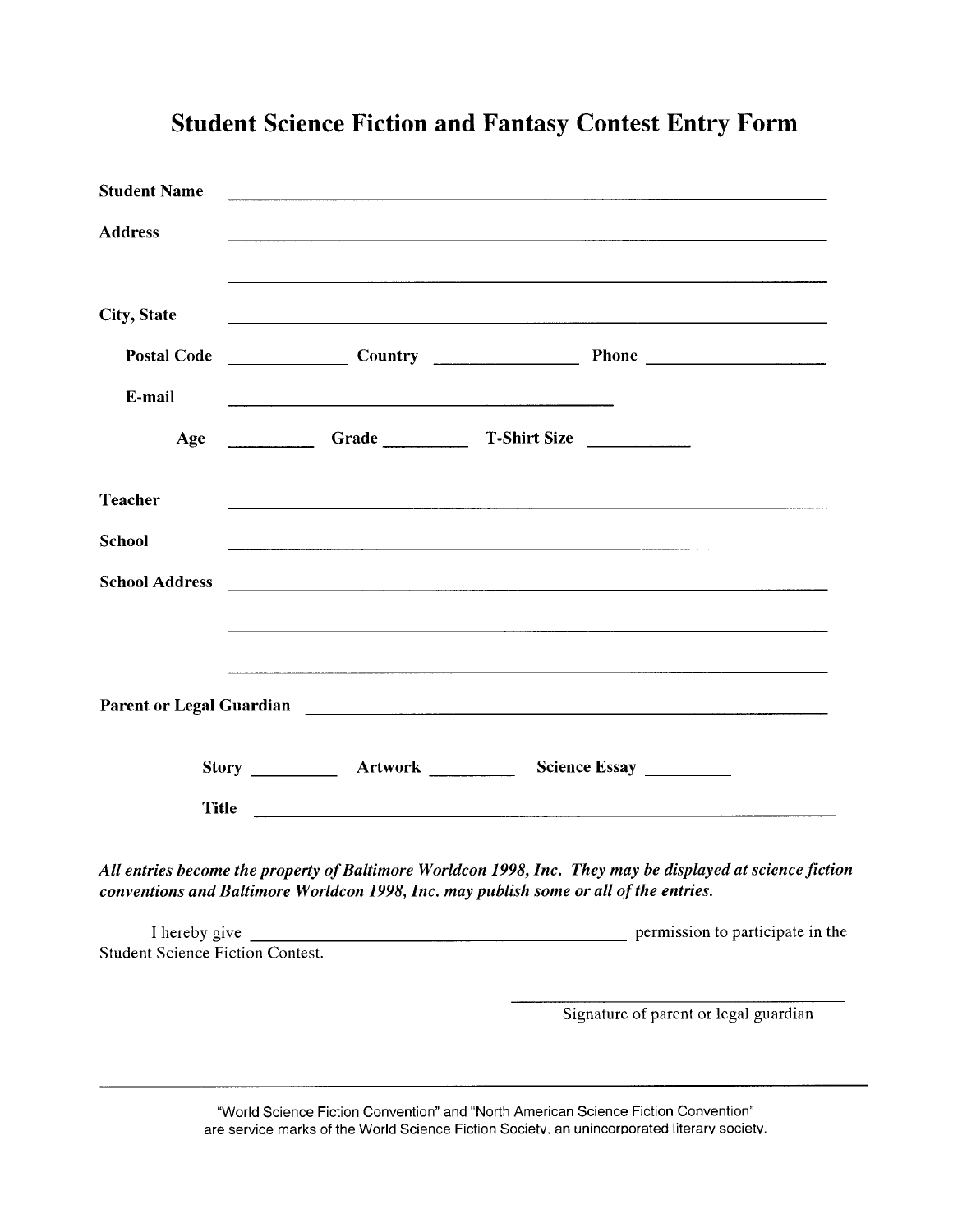# Student Science Fiction and Fantasy Contest Entry Form

**Student Name** ______________________________________________

**Address** ______________________________________________

______________________________________________

**City, State** ______________________________________________

**Postal Code** ____________ **Country** ______________ **Phone** ________________

**E-mail** ______________________________________

**Age** ________ **Grade** ________ **T-Shirt Size** __________

**Teacher** ______________________________________________

**School** ______________________________________________

**School Address** ______________________________________________

______________________________________________

______________________________________________

**Parent or Legal Guardian** ______________________________________________

**Story** ________ **Artwork** ________ **Science Essay** ________

**Title** ______________________________________________

***All entries become the property of Baltimore Worldcon 1998, Inc. They may be displayed at science fiction conventions and Baltimore Worldcon 1998, Inc. may publish some or all of the entries.***

I hereby give ________________________________ permission to participate in the Student Science Fiction Contest.

________________________________

Signature of parent or legal guardian

---

"World Science Fiction Convention" and "North American Science Fiction Convention" are service marks of the World Science Fiction Society, an unincorporated literary society.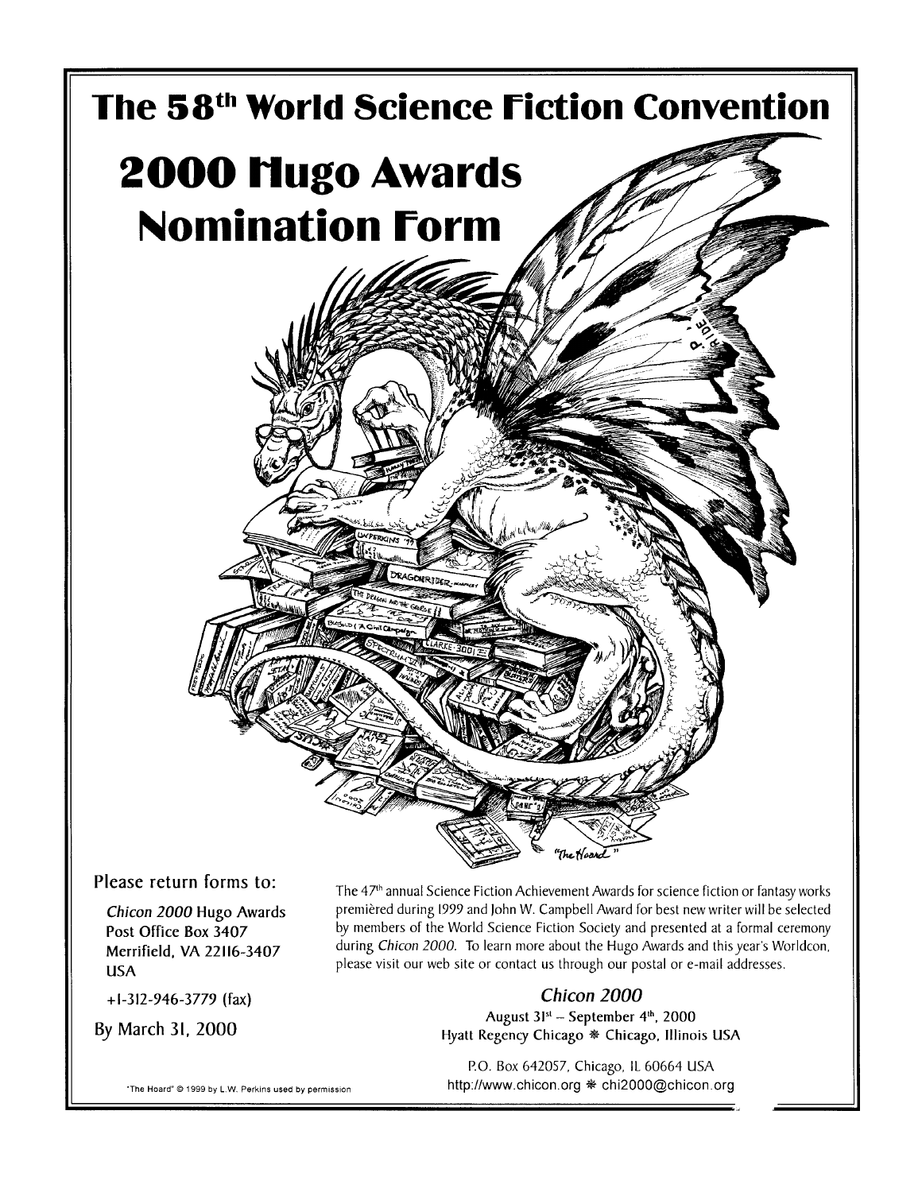# The 58th World Science Fiction Convention

# 2000 Hugo Awards Nomination Form

Please return forms to:

*Chicon 2000* Hugo Awards
Post Office Box 3407
Merrifield, VA 22116-3407
USA

+1-312-946-3779 (fax)

By March 31, 2000

The 47th annual Science Fiction Achievement Awards for science fiction or fantasy works premièred during 1999 and John W. Campbell Award for best new writer will be selected by members of the World Science Fiction Society and presented at a formal ceremony during *Chicon 2000*. To learn more about the Hugo Awards and this year's Worldcon, please visit our web site or contact us through our postal or e-mail addresses.

*Chicon 2000*
August 31st – September 4th, 2000
Hyatt Regency Chicago ✻ Chicago, Illinois USA

P.O. Box 642057, Chicago, IL 60664 USA
http://www.chicon.org ✻ chi2000@chicon.org

"The Hoard" © 1999 by L.W. Perkins used by permission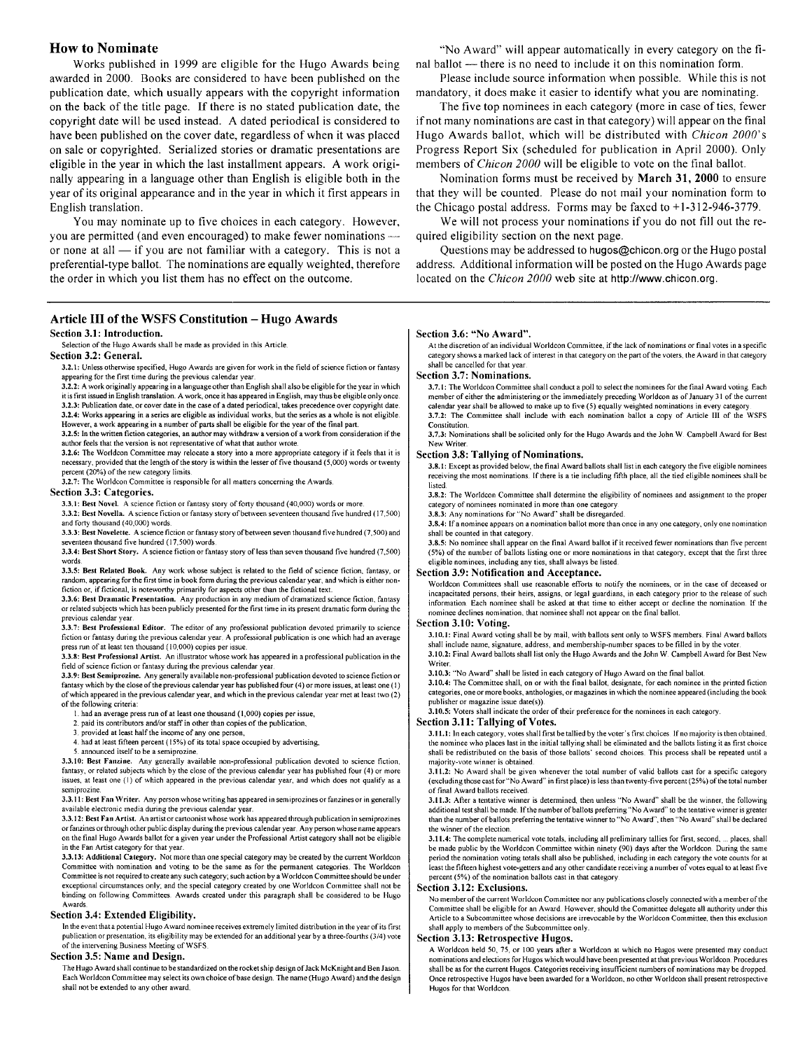## How to Nominate

Works published in 1999 are eligible for the Hugo Awards being awarded in 2000. Books are considered to have been published on the publication date, which usually appears with the copyright information on the back of the title page. If there is no stated publication date, the copyright date will be used instead. A dated periodical is considered to have been published on the cover date, regardless of when it was placed on sale or copyrighted. Serialized stories or dramatic presentations are eligible in the year in which the last installment appears. A work originally appearing in a language other than English is eligible both in the year of its original appearance and in the year in which it first appears in English translation.

You may nominate up to five choices in each category. However, you are permitted (and even encouraged) to make fewer nominations — or none at all — if you are not familiar with a category. This is not a preferential-type ballot. The nominations are equally weighted, therefore the order in which you list them has no effect on the outcome.

"No Award" will appear automatically in every category on the final ballot — there is no need to include it on this nomination form.

Please include source information when possible. While this is not mandatory, it does make it easier to identify what you are nominating.

The five top nominees in each category (more in case of ties, fewer if not many nominations are cast in that category) will appear on the final Hugo Awards ballot, which will be distributed with *Chicon 2000*'s Progress Report Six (scheduled for publication in April 2000). Only members of *Chicon 2000* will be eligible to vote on the final ballot.

Nomination forms must be received by **March 31, 2000** to ensure that they will be counted. Please do not mail your nomination form to the Chicago postal address. Forms may be faxed to +1-312-946-3779.

We will not process your nominations if you do not fill out the required eligibility section on the next page.

Questions may be addressed to hugos@chicon.org or the Hugo postal address. Additional information will be posted on the Hugo Awards page located on the *Chicon 2000* web site at http://www.chicon.org.

---

## Article III of the WSFS Constitution – Hugo Awards

### Section 3.1: Introduction.

Selection of the Hugo Awards shall be made as provided in this Article.

### Section 3.2: General.

**3.2.1:** Unless otherwise specified, Hugo Awards are given for work in the field of science fiction or fantasy appearing for the first time during the previous calendar year.

**3.2.2:** A work originally appearing in a language other than English shall also be eligible for the year in which it is first issued in English translation. A work, once it has appeared in English, may thus be eligible only once.

**3.2.3:** Publication date, or cover date in the case of a dated periodical, takes precedence over copyright date.

**3.2.4:** Works appearing in a series are eligible as individual works, but the series as a whole is not eligible. However, a work appearing in a number of parts shall be eligible for the year of the final part.

**3.2.5:** In the written fiction categories, an author may withdraw a version of a work from consideration if the author feels that the version is not representative of what that author wrote.

**3.2.6:** The Worldcon Committee may relocate a story into a more appropriate category if it feels that it is necessary, provided that the length of the story is within the lesser of five thousand (5,000) words or twenty percent (20%) of the new category limits.

**3.2.7:** The Worldcon Committee is responsible for all matters concerning the Awards.

### Section 3.3: Categories.

**3.3.1: Best Novel.** A science fiction or fantasy story of forty thousand (40,000) words or more.

**3.3.2: Best Novella.** A science fiction or fantasy story of between seventeen thousand five hundred (17,500) and forty thousand (40,000) words.

**3.3.3: Best Novelette.** A science fiction or fantasy story of between seven thousand five hundred (7,500) and seventeen thousand five hundred (17,500) words.

**3.3.4: Best Short Story.** A science fiction or fantasy story of less than seven thousand five hundred (7,500) words.

**3.3.5: Best Related Book.** Any work whose subject is related to the field of science fiction, fantasy, or fandom, appearing for the first time in book form during the previous calendar year, and which is either nonfiction or, if fictional, is noteworthy primarily for aspects other than the fictional text.

**3.3.6: Best Dramatic Presentation.** Any production in any medium of dramatized science fiction, fantasy or related subjects which has been publicly presented for the first time in its present dramatic form during the previous calendar year.

**3.3.7: Best Professional Editor.** The editor of any professional publication devoted primarily to science fiction or fantasy during the previous calendar year. A professional publication is one which had an average press run of at least ten thousand (10,000) copies per issue.

**3.3.8: Best Professional Artist.** An illustrator whose work has appeared in a professional publication in the field of science fiction or fantasy during the previous calendar year.

**3.3.9: Best Semiprozine.** Any generally available non-professional publication devoted to science fiction or fantasy which by the close of the previous calendar year has published four (4) or more issues, at least one (1) of which appeared in the previous calendar year, and which in the previous calendar year met at least two (2) of the following criteria:

1. had an average press run of at least one thousand (1,000) copies per issue,
2. paid its contributors and/or staff in other than copies of the publication,
3. provided at least half the income of any one person,
4. had at least fifteen percent (15%) of its total space occupied by advertising,
5. announced itself to be a semiprozine.

**3.3.10: Best Fanzine.** Any generally available non-professional publication devoted to science fiction, fantasy, or related subjects which by the close of the previous calendar year has published four (4) or more issues, at least one (1) of which appeared in the previous calendar year, and which does not qualify as a semiprozine.

**3.3.11: Best Fan Writer.** Any person whose writing has appeared in semiprozines or fanzines or in generally available electronic media during the previous calendar year.

**3.3.12: Best Fan Artist.** An artist or cartoonist whose work has appeared through publication in semiprozines or fanzines or through other public display during the previous calendar year. Any person whose name appears on the final Hugo Awards ballot for a given year under the Professional Artist category shall not be eligible in the Fan Artist category for that year.

**3.3.13: Additional Category.** Not more than one special category may be created by the current Worldcon Committee with nomination and voting to be the same as for the permanent categories. The Worldcon Committee is not required to create any such category; such action by a Worldcon Committee should be under exceptional circumstances only; and the special category created by one Worldcon Committee shall not be binding on following Committees. Awards created under this paragraph shall be considered to be Hugo Awards.

### Section 3.4: Extended Eligibility.

In the event that a potential Hugo Award nominee receives extremely limited distribution in the year of its first publication or presentation, its eligibility may be extended for an additional year by a three-fourths (3/4) vote of the intervening Business Meeting of WSFS.

### Section 3.5: Name and Design.

The Hugo Award shall continue to be standardized on the rocket ship design of Jack McKnight and Ben Jason. Each Worldcon Committee may select its own choice of base design. The name (Hugo Award) and the design shall not be extended to any other award.

### Section 3.6: "No Award".

At the discretion of an individual Worldcon Committee, if the lack of nominations or final votes in a specific category shows a marked lack of interest in that category on the part of the voters, the Award in that category shall be cancelled for that year.

### Section 3.7: Nominations.

**3.7.1:** The Worldcon Committee shall conduct a poll to select the nominees for the final Award voting. Each member of either the administering or the immediately preceding Worldcon as of January 31 of the current calendar year shall be allowed to make up to five (5) equally weighted nominations in every category.

**3.7.2:** The Committee shall include with each nomination ballot a copy of Article III of the WSFS Constitution.

**3.7.3:** Nominations shall be solicited only for the Hugo Awards and the John W. Campbell Award for Best New Writer.

### Section 3.8: Tallying of Nominations.

**3.8.1:** Except as provided below, the final Award ballots shall list in each category the five eligible nominees receiving the most nominations. If there is a tie including fifth place, all the tied eligible nominees shall be listed.

**3.8.2:** The Worldcon Committee shall determine the eligibility of nominees and assignment to the proper category of nominees nominated in more than one category.

**3.8.3:** Any nominations for "No Award" shall be disregarded.

**3.8.4:** If a nominee appears on a nomination ballot more than once in any one category, only one nomination shall be counted in that category.

**3.8.5:** No nominee shall appear on the final Award ballot if it received fewer nominations than five percent (5%) of the number of ballots listing one or more nominations in that category, except that the first three eligible nominees, including any ties, shall always be listed.

### Section 3.9: Notification and Acceptance.

Worldcon Committees shall use reasonable efforts to notify the nominees, or in the case of deceased or incapacitated persons, their heirs, assigns, or legal guardians, in each category prior to the release of such information. Each nominee shall be asked at that time to either accept or decline the nomination. If the nominee declines nomination, that nominee shall not appear on the final ballot.

### Section 3.10: Voting.

**3.10.1:** Final Award voting shall be by mail, with ballots sent only to WSFS members. Final Award ballots shall include name, signature, address, and membership-number spaces to be filled in by the voter.

**3.10.2:** Final Award ballots shall list only the Hugo Awards and the John W. Campbell Award for Best New Writer.

**3.10.3:** "No Award" shall be listed in each category of Hugo Award on the final ballot.

**3.10.4:** The Committee shall, on or with the final ballot, designate, for each nominee in the printed fiction categories, one or more books, anthologies, or magazines in which the nominee appeared (including the book publisher or magazine issue date(s)).

**3.10.5:** Voters shall indicate the order of their preference for the nominees in each category.

### Section 3.11: Tallying of Votes.

**3.11.1:** In each category, votes shall first be tallied by the voter's first choices. If no majority is then obtained, the nominee who places last in the initial tallying shall be eliminated and the ballots listing it as first choice shall be redistributed on the basis of those ballots' second choices. This process shall be repeated until a majority-vote winner is obtained.

**3.11.2:** No Award shall be given whenever the total number of valid ballots cast for a specific category (excluding those cast for "No Award" in first place) is less than twenty-five percent (25%) of the total number of final Award ballots received.

**3.11.3:** After a tentative winner is determined, then unless "No Award" shall be the winner, the following additional test shall be made. If the number of ballots preferring "No Award" to the tentative winner is greater than the number of ballots preferring the tentative winner to "No Award", then "No Award" shall be declared the winner of the election.

**3.11.4:** The complete numerical vote totals, including all preliminary tallies for first, second, ... places, shall be made public by the Worldcon Committee within ninety (90) days after the Worldcon. During the same period the nomination voting totals shall also be published, including in each category the vote counts for at least the fifteen highest vote-getters and any other candidate receiving a number of votes equal to at least five percent (5%) of the nomination ballots cast in that category.

### Section 3.12: Exclusions.

No member of the current Worldcon Committee nor any publications closely connected with a member of the Committee shall be eligible for an Award. However, should the Committee delegate all authority under this Article to a Subcommittee whose decisions are irrevocable by the Worldcon Committee, then this exclusion shall apply to members of the Subcommittee only.

### Section 3.13: Retrospective Hugos.

A Worldcon held 50, 75, or 100 years after a Worldcon at which no Hugos were presented may conduct nominations and elections for Hugos which would have been presented at that previous Worldcon. Procedures shall be as for the current Hugos. Categories receiving insufficient numbers of nominations may be dropped. Once retrospective Hugos have been awarded for a Worldcon, no other Worldcon shall present retrospective Hugos for that Worldcon.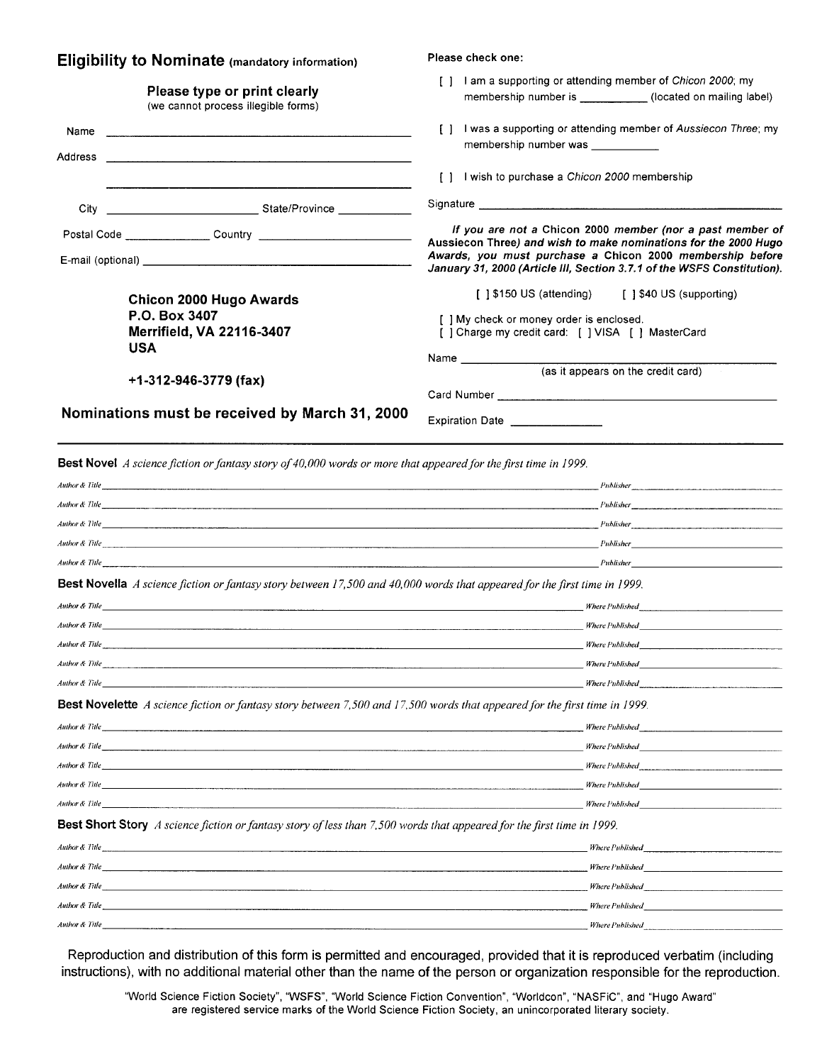## Eligibility to Nominate (mandatory information)

**Please type or print clearly**
(we cannot process illegible forms)

Name ______________________________________________

Address ____________________________________________

___________________________________________________

City ________________________ State/Province ___________

Postal Code ______________ Country _________________________

E-mail (optional) ____________________________________________

**Chicon 2000 Hugo Awards**
**P.O. Box 3407**
**Merrifield, VA 22116-3407**
**USA**

**+1-312-946-3779 (fax)**

### Nominations must be received by March 31, 2000

**Please check one:**

[ ] I am a supporting or attending member of *Chicon 2000*; my membership number is ___________ (located on mailing label)

[ ] I was a supporting or attending member of *Aussiecon Three*; my membership number was ___________

[ ] I wish to purchase a *Chicon 2000* membership

Signature ______________________________________________

***If you are not a* Chicon 2000 *member (nor a past member of* Aussiecon Three*) and wish to make nominations for the 2000 Hugo Awards, you must purchase a* Chicon 2000 *membership before January 31, 2000 (Article III, Section 3.7.1 of the WSFS Constitution).***

[ ] $150 US (attending) [ ] $40 US (supporting)

[ ] My check or money order is enclosed.
[ ] Charge my credit card: [ ] VISA [ ] MasterCard

Name ______________________________________________
(as it appears on the credit card)

Card Number _________________________________________

Expiration Date ______________

---

**Best Novel** *A science fiction or fantasy story of 40,000 words or more that appeared for the first time in 1999.*

| *Author & Title* | *Publisher* |
|---|---|
| | |
| | |
| | |
| | |
| | |

**Best Novella** *A science fiction or fantasy story between 17,500 and 40,000 words that appeared for the first time in 1999.*

| *Author & Title* | *Where Published* |
|---|---|
| | |
| | |
| | |
| | |
| | |

**Best Novelette** *A science fiction or fantasy story between 7,500 and 17,500 words that appeared for the first time in 1999.*

| *Author & Title* | *Where Published* |
|---|---|
| | |
| | |
| | |
| | |
| | |

**Best Short Story** *A science fiction or fantasy story of less than 7,500 words that appeared for the first time in 1999.*

| *Author & Title* | *Where Published* |
|---|---|
| | |
| | |
| | |
| | |
| | |

Reproduction and distribution of this form is permitted and encouraged, provided that it is reproduced verbatim (including instructions), with no additional material other than the name of the person or organization responsible for the reproduction.

"World Science Fiction Society", "WSFS", "World Science Fiction Convention", "Worldcon", "NASFiC", and "Hugo Award" are registered service marks of the World Science Fiction Society, an unincorporated literary society.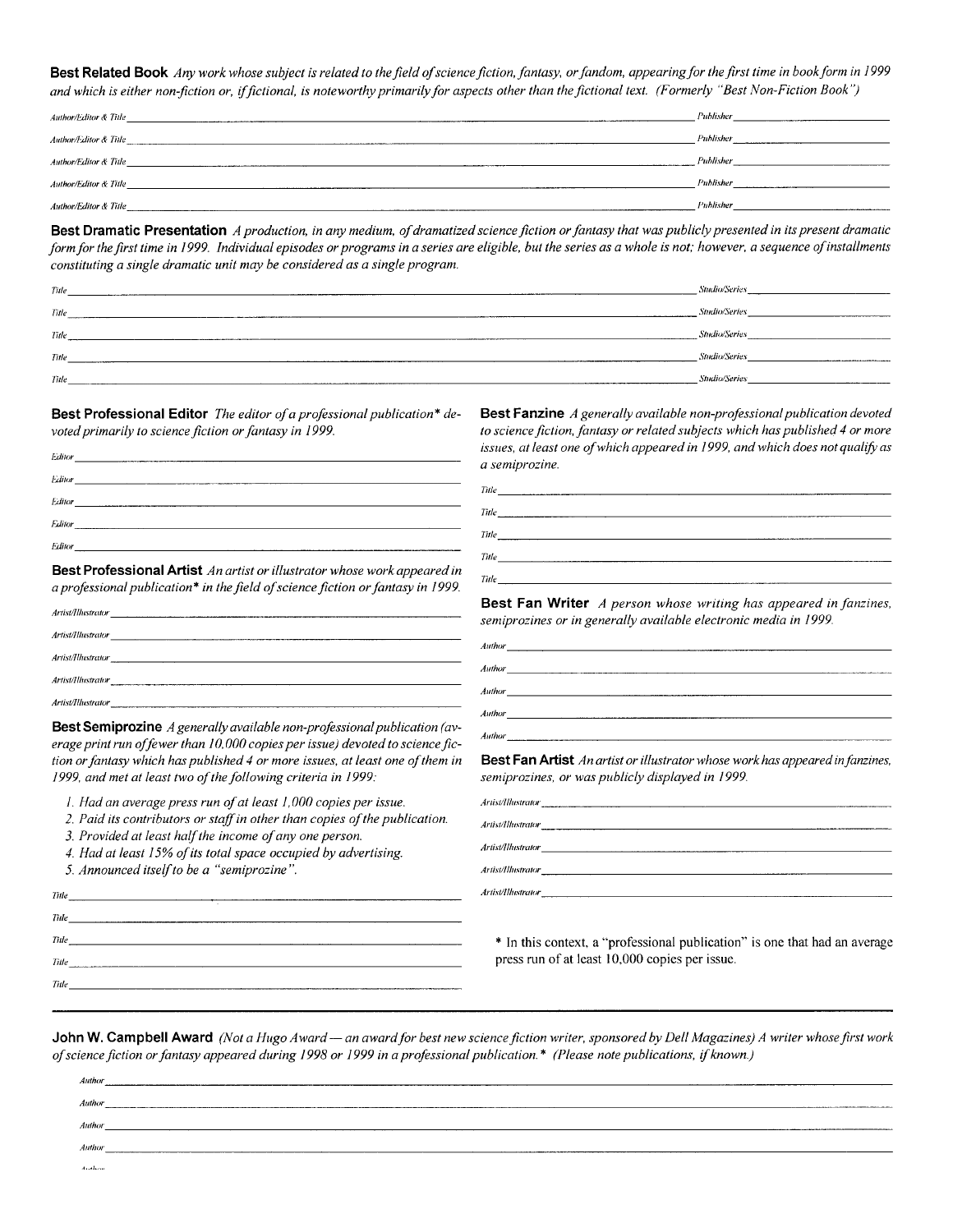**Best Related Book** *Any work whose subject is related to the field of science fiction, fantasy, or fandom, appearing for the first time in book form in 1999 and which is either non-fiction or, if fictional, is noteworthy primarily for aspects other than the fictional text. (Formerly "Best Non-Fiction Book")*

*Author/Editor & Title* \_\_\_\_\_\_\_\_\_\_\_\_\_\_\_\_\_\_\_\_ *Publisher* \_\_\_\_\_\_\_\_\_\_

*Author/Editor & Title* \_\_\_\_\_\_\_\_\_\_\_\_\_\_\_\_\_\_\_\_ *Publisher* \_\_\_\_\_\_\_\_\_\_

*Author/Editor & Title* \_\_\_\_\_\_\_\_\_\_\_\_\_\_\_\_\_\_\_\_ *Publisher* \_\_\_\_\_\_\_\_\_\_

*Author/Editor & Title* \_\_\_\_\_\_\_\_\_\_\_\_\_\_\_\_\_\_\_\_ *Publisher* \_\_\_\_\_\_\_\_\_\_

*Author/Editor & Title* \_\_\_\_\_\_\_\_\_\_\_\_\_\_\_\_\_\_\_\_ *Publisher* \_\_\_\_\_\_\_\_\_\_

**Best Dramatic Presentation** *A production, in any medium, of dramatized science fiction or fantasy that was publicly presented in its present dramatic form for the first time in 1999. Individual episodes or programs in a series are eligible, but the series as a whole is not; however, a sequence of installments constituting a single dramatic unit may be considered as a single program.*

*Title* \_\_\_\_\_\_\_\_\_\_\_\_\_\_\_\_\_\_\_\_ *Studio/Series* \_\_\_\_\_\_\_\_\_\_

*Title* \_\_\_\_\_\_\_\_\_\_\_\_\_\_\_\_\_\_\_\_ *Studio/Series* \_\_\_\_\_\_\_\_\_\_

*Title* \_\_\_\_\_\_\_\_\_\_\_\_\_\_\_\_\_\_\_\_ *Studio/Series* \_\_\_\_\_\_\_\_\_\_

*Title* \_\_\_\_\_\_\_\_\_\_\_\_\_\_\_\_\_\_\_\_ *Studio/Series* \_\_\_\_\_\_\_\_\_\_

*Title* \_\_\_\_\_\_\_\_\_\_\_\_\_\_\_\_\_\_\_\_ *Studio/Series* \_\_\_\_\_\_\_\_\_\_

**Best Professional Editor** *The editor of a professional publication\* devoted primarily to science fiction or fantasy in 1999.*

*Editor* \_\_\_\_\_\_\_\_\_\_\_\_\_\_\_\_\_\_\_\_

*Editor* \_\_\_\_\_\_\_\_\_\_\_\_\_\_\_\_\_\_\_\_

*Editor* \_\_\_\_\_\_\_\_\_\_\_\_\_\_\_\_\_\_\_\_

*Editor* \_\_\_\_\_\_\_\_\_\_\_\_\_\_\_\_\_\_\_\_

*Editor* \_\_\_\_\_\_\_\_\_\_\_\_\_\_\_\_\_\_\_\_

**Best Professional Artist** *An artist or illustrator whose work appeared in a professional publication\* in the field of science fiction or fantasy in 1999.*

*Artist/Illustrator* \_\_\_\_\_\_\_\_\_\_\_\_\_\_\_\_\_\_\_\_

*Artist/Illustrator* \_\_\_\_\_\_\_\_\_\_\_\_\_\_\_\_\_\_\_\_

*Artist/Illustrator* \_\_\_\_\_\_\_\_\_\_\_\_\_\_\_\_\_\_\_\_

*Artist/Illustrator* \_\_\_\_\_\_\_\_\_\_\_\_\_\_\_\_\_\_\_\_

*Artist/Illustrator* \_\_\_\_\_\_\_\_\_\_\_\_\_\_\_\_\_\_\_\_

**Best Semiprozine** *A generally available non-professional publication (average print run of fewer than 10,000 copies per issue) devoted to science fiction or fantasy which has published 4 or more issues, at least one of them in 1999, and met at least two of the following criteria in 1999:*

1. *Had an average press run of at least 1,000 copies per issue.*
2. *Paid its contributors or staff in other than copies of the publication.*
3. *Provided at least half the income of any one person.*
4. *Had at least 15% of its total space occupied by advertising.*
5. *Announced itself to be a "semiprozine".*

*Title* \_\_\_\_\_\_\_\_\_\_\_\_\_\_\_\_\_\_\_\_

*Title* \_\_\_\_\_\_\_\_\_\_\_\_\_\_\_\_\_\_\_\_

*Title* \_\_\_\_\_\_\_\_\_\_\_\_\_\_\_\_\_\_\_\_

*Title* \_\_\_\_\_\_\_\_\_\_\_\_\_\_\_\_\_\_\_\_

*Title* \_\_\_\_\_\_\_\_\_\_\_\_\_\_\_\_\_\_\_\_

**Best Fanzine** *A generally available non-professional publication devoted to science fiction, fantasy or related subjects which has published 4 or more issues, at least one of which appeared in 1999, and which does not qualify as a semiprozine.*

*Title* \_\_\_\_\_\_\_\_\_\_\_\_\_\_\_\_\_\_\_\_

*Title* \_\_\_\_\_\_\_\_\_\_\_\_\_\_\_\_\_\_\_\_

*Title* \_\_\_\_\_\_\_\_\_\_\_\_\_\_\_\_\_\_\_\_

*Title* \_\_\_\_\_\_\_\_\_\_\_\_\_\_\_\_\_\_\_\_

*Title* \_\_\_\_\_\_\_\_\_\_\_\_\_\_\_\_\_\_\_\_

**Best Fan Writer** *A person whose writing has appeared in fanzines, semiprozines or in generally available electronic media in 1999.*

*Author* \_\_\_\_\_\_\_\_\_\_\_\_\_\_\_\_\_\_\_\_

*Author* \_\_\_\_\_\_\_\_\_\_\_\_\_\_\_\_\_\_\_\_

*Author* \_\_\_\_\_\_\_\_\_\_\_\_\_\_\_\_\_\_\_\_

*Author* \_\_\_\_\_\_\_\_\_\_\_\_\_\_\_\_\_\_\_\_

*Author* \_\_\_\_\_\_\_\_\_\_\_\_\_\_\_\_\_\_\_\_

**Best Fan Artist** *An artist or illustrator whose work has appeared in fanzines, semiprozines, or was publicly displayed in 1999.*

*Artist/Illustrator* \_\_\_\_\_\_\_\_\_\_\_\_\_\_\_\_\_\_\_\_

*Artist/Illustrator* \_\_\_\_\_\_\_\_\_\_\_\_\_\_\_\_\_\_\_\_

*Artist/Illustrator* \_\_\_\_\_\_\_\_\_\_\_\_\_\_\_\_\_\_\_\_

*Artist/Illustrator* \_\_\_\_\_\_\_\_\_\_\_\_\_\_\_\_\_\_\_\_

*Artist/Illustrator* \_\_\_\_\_\_\_\_\_\_\_\_\_\_\_\_\_\_\_\_

\* In this context, a "professional publication" is one that had an average press run of at least 10,000 copies per issue.

**John W. Campbell Award** *(Not a Hugo Award — an award for best new science fiction writer, sponsored by Dell Magazines) A writer whose first work of science fiction or fantasy appeared during 1998 or 1999 in a professional publication.\* (Please note publications, if known.)*

*Author* \_\_\_\_\_\_\_\_\_\_\_\_\_\_\_\_\_\_\_\_

*Author* \_\_\_\_\_\_\_\_\_\_\_\_\_\_\_\_\_\_\_\_

*Author* \_\_\_\_\_\_\_\_\_\_\_\_\_\_\_\_\_\_\_\_

*Author* \_\_\_\_\_\_\_\_\_\_\_\_\_\_\_\_\_\_\_\_

*Author* \_\_\_\_\_\_\_\_\_\_\_\_\_\_\_\_\_\_\_\_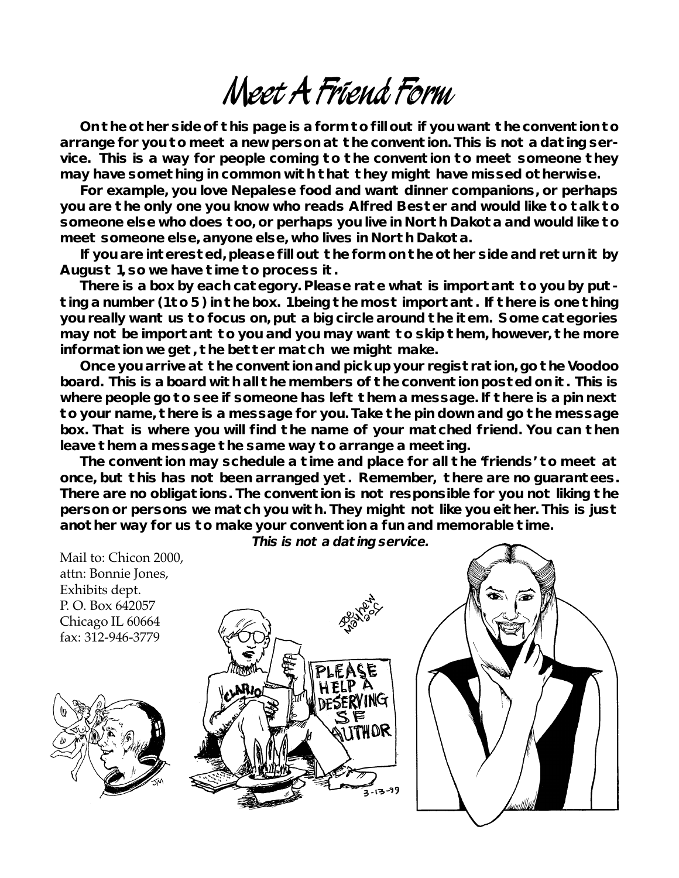# Meet A Friend Form

**On the other side of this page is a form to fill out if you want the convention to arrange for you to meet a new person at the convention. This is not a dating service. This is a way for people coming to the convention to meet someone they may have something in common with that they might have missed otherwise.**

**For example, you love Nepalese food and want dinner companions, or perhaps you are the only one you know who reads Alfred Bester and would like to talk to someone else who does too, or perhaps you live in North Dakota and would like to meet someone else, anyone else, who lives in North Dakota.**

**If you are interested, please fill out the form on the other side and return it by August 1, so we have time to process it.**

**There is a box by each category. Please rate what is important to you by putting a number (1 to 5) in the box. 1 being the most important. If there is one thing you really want us to focus on, put a big circle around the item. Some categories may not be important to you and you may want to skip them, however, the more information we get, the better match we might make.**

**Once you arrive at the convention and pick up your registration, go the Voodoo board. This is a board with all the members of the convention posted on it. This is where people go to see if someone has left them a message. If there is a pin next to your name, there is a message for you. Take the pin down and go the message box. That is where you will find the name of your matched friend. You can then leave them a message the same way to arrange a meeting.**

**The convention may schedule a time and place for all the 'friends' to meet at once, but this has not been arranged yet. Remember, there are no guarantees. There are no obligations. The convention is not responsible for you not liking the person or persons we match you with. They might not like you either. This is just another way for us to make your convention a fun and memorable time.**

***This is not a dating service.***

Mail to: Chicon 2000,
attn: Bonnie Jones,
Exhibits dept.
P. O. Box 642057
Chicago IL 60664
fax: 312-946-3779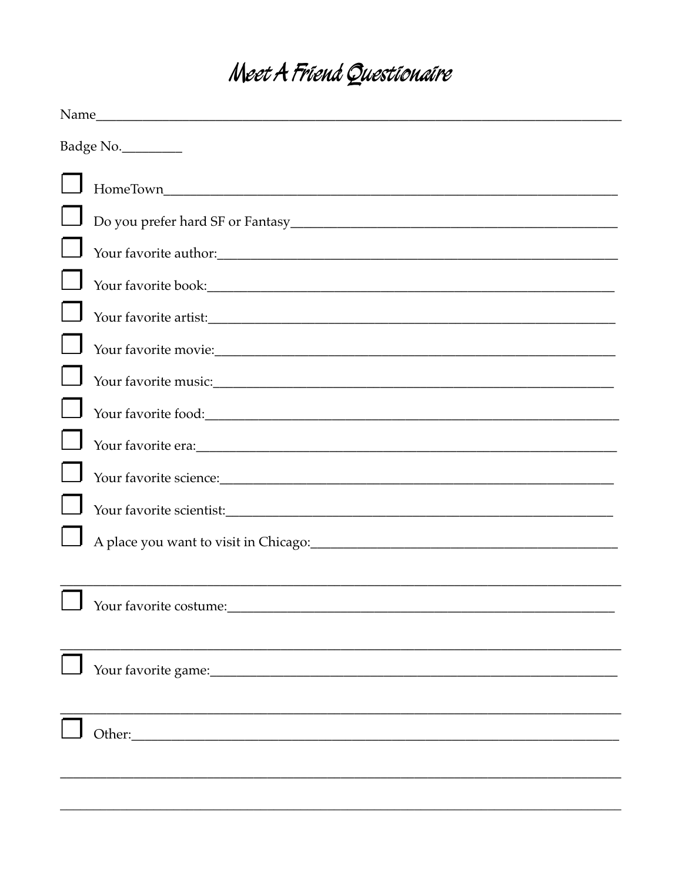# Meet A Friend Questionaire

Name_______________________________________________________________________________

Badge No.________

- [ ] HomeTown_______________________________________________________________
- [ ] Do you prefer hard SF or Fantasy_____________________________________________
- [ ] Your favorite author:______________________________________________________
- [ ] Your favorite book:_______________________________________________________
- [ ] Your favorite artist:______________________________________________________
- [ ] Your favorite movie:______________________________________________________
- [ ] Your favorite music:______________________________________________________
- [ ] Your favorite food:_______________________________________________________
- [ ] Your favorite era:________________________________________________________
- [ ] Your favorite science:_____________________________________________________
- [ ] Your favorite scientist:____________________________________________________
- [ ] A place you want to visit in Chicago:_______________________________________

_______________________________________________________________________________

- [ ] Your favorite costume:____________________________________________________

_______________________________________________________________________________

- [ ] Your favorite game:______________________________________________________

_______________________________________________________________________________

- [ ] Other:_______________________________________________________________

_______________________________________________________________________________

_______________________________________________________________________________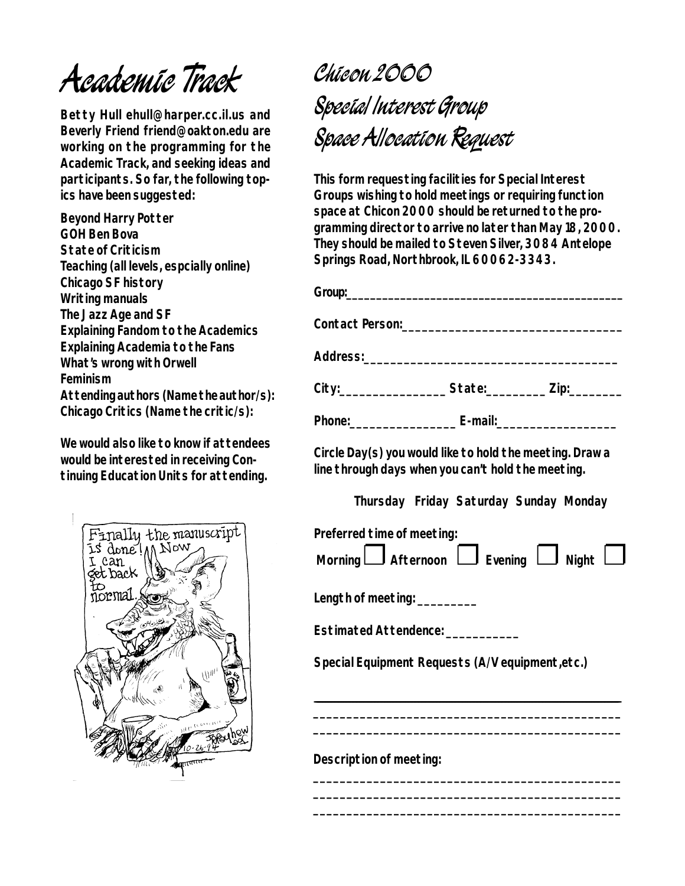# Academic Track

**Betty Hull ehull@harper.cc.il.us and Beverly Friend friend@oakton.edu are working on the programming for the Academic Track, and seeking ideas and participants. So far, the following topics have been suggested:**

**Beyond Harry Potter**
**GOH Ben Bova**
**State of Criticism**
**Teaching (all levels, espcially online)**
**Chicago SF history**
**Writing manuals**
**The Jazz Age and SF**
**Explaining Fandom to the Academics**
**Explaining Academia to the Fans**
**What's wrong with Orwell**
**Feminism**
**Attending authors (Name the author/s):**
**Chicago Critics (Name the critic/s):**

**We would also like to know if attendees would be interested in receiving Continuing Education Units for attending.**

# Chicon 2000 Special Interest Group Space Allocation Request

**This form requesting facilities for Special Interest Groups wishing to hold meetings or requiring function space at Chicon 2000 should be returned to the programming director to arrive no later than May 18, 2000. They should be mailed to Steven Silver, 3084 Antelope Springs Road, Northbrook, IL 60062-3343.**

**Group:**___________________________________________

**Contact Person:**________________________________

**Address:**______________________________________

**City:**________________ **State:**_________ **Zip:**________

**Phone:**________________ **E-mail:**__________________

**Circle Day(s) you would like to hold the meeting. Draw a line through days when you can't hold the meeting.**

**Thursday Friday Saturday Sunday Monday**

**Preferred time of meeting:**

**Morning** ☐ **Afternoon** ☐ **Evening** ☐ **Night** ☐

**Length of meeting:** _________

**Estimated Attendence:** ___________

**Special Equipment Requests (A/V equipment, etc.)**

___________________________________________
___________________________________________
___________________________________________

**Description of meeting:**

___________________________________________
___________________________________________
___________________________________________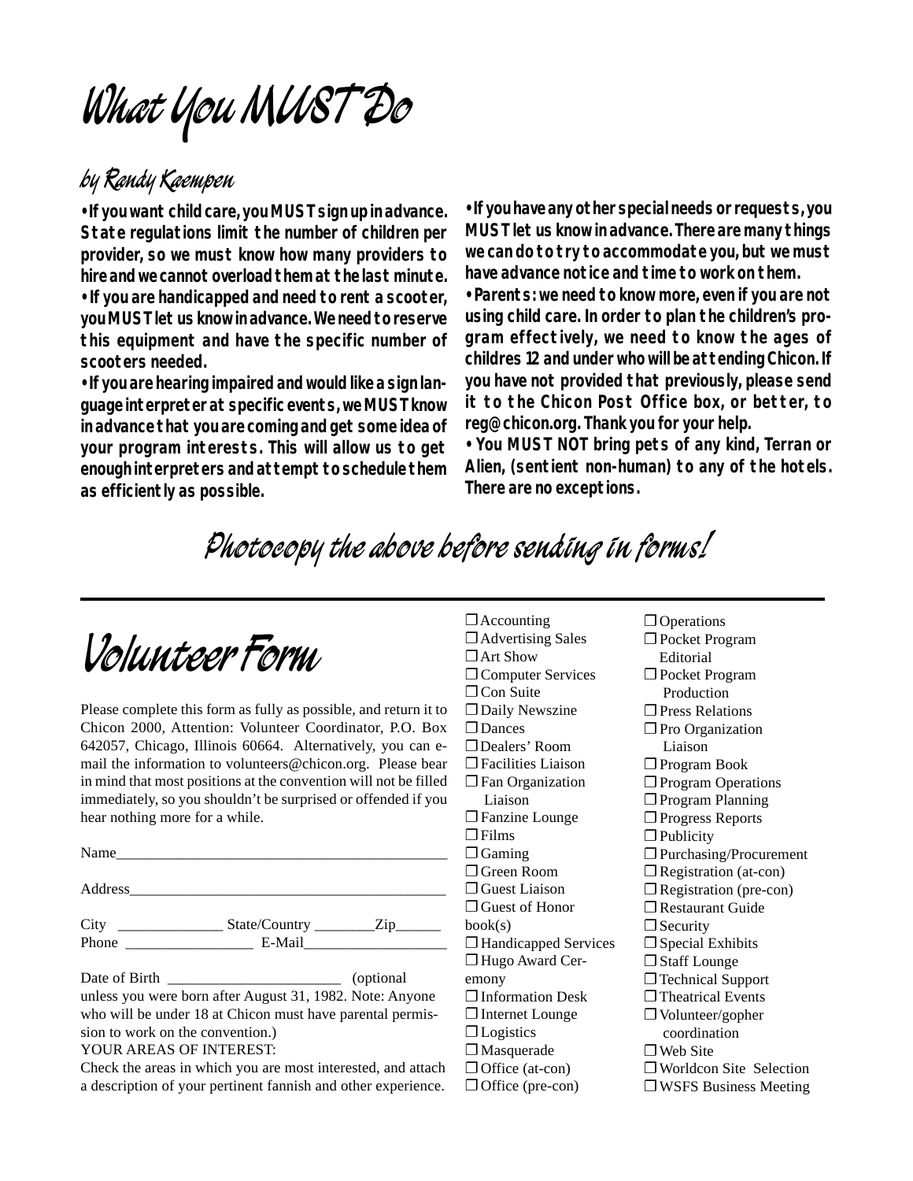# What You MUST Do

## by Randy Kaempen

**• If you want child care, you MUST sign up in advance. State regulations limit the number of children per provider, so we must know how many providers to hire and we cannot overload them at the last minute.**

**• If you are handicapped and need to rent a scooter, you MUST let us know in advance. We need to reserve this equipment and have the specific number of scooters needed.**

**• If you are hearing impaired and would like a sign language interpreter at specific events, we MUST know in advance that you are coming and get some idea of your program interests. This will allow us to get enough interpreters and attempt to schedule them as efficiently as possible.**

**• If you have any other special needs or requests, you MUST let us know in advance. There are many things we can do to try to accommodate you, but we must have advance notice and time to work on them.**

**• Parents: we need to know more, even if you are not using child care. In order to plan the children's program effectively, we need to know the ages of childres 12 and under who will be attending Chicon. If you have not provided that previously, please send it to the Chicon Post Office box, or better, to reg@chicon.org. Thank you for your help.**

**• You MUST NOT bring pets of any kind, Terran or Alien, (sentient non-human) to any of the hotels. There are no exceptions.**

*Photocopy the above before sending in forms!*

---

# Volunteer Form

Please complete this form as fully as possible, and return it to Chicon 2000, Attention: Volunteer Coordinator, P.O. Box 642057, Chicago, Illinois 60664. Alternatively, you can e-mail the information to volunteers@chicon.org. Please bear in mind that most positions at the convention will not be filled immediately, so you shouldn't be surprised or offended if you hear nothing more for a while.

Name_____________________________________________

Address___________________________________________

City ______________ State/Country ________Zip______

Phone _________________ E-Mail___________________

Date of Birth _______________________ (optional unless you were born after August 31, 1982. Note: Anyone who will be under 18 at Chicon must have parental permission to work on the convention.)

YOUR AREAS OF INTEREST:

Check the areas in which you are most interested, and attach a description of your pertinent fannish and other experience.

- ☐ Accounting
- ☐ Advertising Sales
- ☐ Art Show
- ☐ Computer Services
- ☐ Con Suite
- ☐ Daily Newszine
- ☐ Dances
- ☐ Dealers' Room
- ☐ Facilities Liaison
- ☐ Fan Organization Liaison
- ☐ Fanzine Lounge
- ☐ Films
- ☐ Gaming
- ☐ Green Room
- ☐ Guest Liaison
- ☐ Guest of Honor book(s)
- ☐ Handicapped Services
- ☐ Hugo Award Ceremony
- ☐ Information Desk
- ☐ Internet Lounge
- ☐ Logistics
- ☐ Masquerade
- ☐ Office (at-con)
- ☐ Office (pre-con)
- ☐ Operations
- ☐ Pocket Program Editorial
- ☐ Pocket Program Production
- ☐ Press Relations
- ☐ Pro Organization Liaison
- ☐ Program Book
- ☐ Program Operations
- ☐ Program Planning
- ☐ Progress Reports
- ☐ Publicity
- ☐ Purchasing/Procurement
- ☐ Registration (at-con)
- ☐ Registration (pre-con)
- ☐ Restaurant Guide
- ☐ Security
- ☐ Special Exhibits
- ☐ Staff Lounge
- ☐ Technical Support
- ☐ Theatrical Events
- ☐ Volunteer/gopher coordination
- ☐ Web Site
- ☐ Worldcon Site Selection
- ☐ WSFS Business Meeting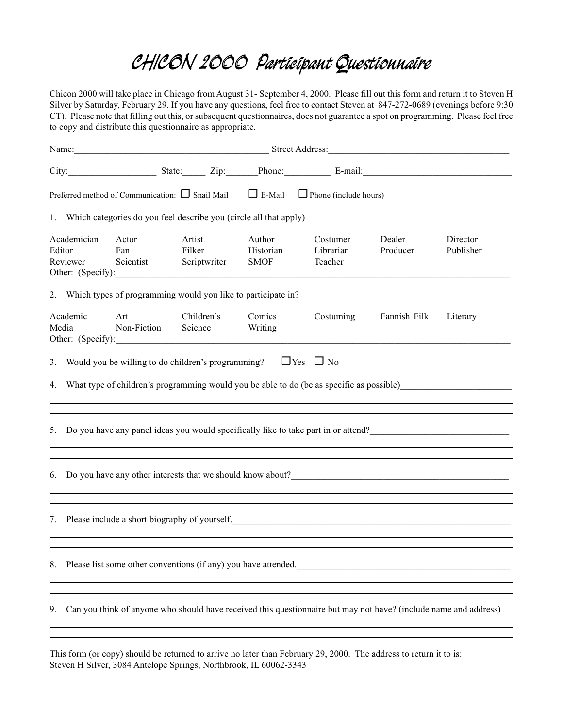# CHICON 2000 Participant Questionnaire

Chicon 2000 will take place in Chicago from August 31- September 4, 2000. Please fill out this form and return it to Steven H Silver by Saturday, February 29. If you have any questions, feel free to contact Steven at 847-272-0689 (evenings before 9:30 CT). Please note that filling out this, or subsequent questionnaires, does not guarantee a spot on programming. Please feel free to copy and distribute this questionnaire as appropriate.

Name:\_\_\_\_\_\_\_\_\_\_\_\_\_\_\_\_\_\_\_\_\_\_\_\_\_\_\_\_\_\_\_\_ Street Address:\_\_\_\_\_\_\_\_\_\_\_\_\_\_\_\_\_\_\_\_\_\_\_\_\_\_\_\_\_\_\_\_

City:\_\_\_\_\_\_\_\_\_\_\_\_\_\_\_ State:\_\_\_\_\_ Zip:\_\_\_\_\_\_ Phone:\_\_\_\_\_\_\_\_\_ E-mail:\_\_\_\_\_\_\_\_\_\_\_\_\_\_\_\_\_\_\_\_\_\_\_\_

Preferred method of Communication: ☐ Snail Mail ☐ E-Mail ☐ Phone (include hours)\_\_\_\_\_\_\_\_\_\_\_\_\_\_\_\_\_\_\_\_\_\_

1. Which categories do you feel describe you (circle all that apply)

| | | | | | | |
|---|---|---|---|---|---|---|
| Academician | Actor | Artist | Author | Costumer | Dealer | Director |
| Editor | Fan | Filker | Historian | Librarian | Producer | Publisher |
| Reviewer | Scientist | Scriptwriter | SMOF | Teacher | | |

Other: (Specify):\_\_\_\_\_\_\_\_\_\_\_\_\_\_\_\_\_\_\_\_\_\_\_\_\_\_\_\_\_\_\_\_\_\_\_\_\_\_\_\_\_\_\_\_\_\_\_\_\_\_\_\_\_\_\_\_\_\_\_\_\_\_\_\_

2. Which types of programming would you like to participate in?

| | | | | | | |
|---|---|---|---|---|---|---|
| Academic | Art | Children's | Comics | Costuming | Fannish Filk | Literary |
| Media | Non-Fiction | Science | Writing | | | |

Other: (Specify):\_\_\_\_\_\_\_\_\_\_\_\_\_\_\_\_\_\_\_\_\_\_\_\_\_\_\_\_\_\_\_\_\_\_\_\_\_\_\_\_\_\_\_\_\_\_\_\_\_\_\_\_\_\_\_\_\_\_\_\_\_\_\_\_

3. Would you be willing to do children's programming? ☐ Yes ☐ No

4. What type of children's programming would you be able to do (be as specific as possible)\_\_\_\_\_\_\_\_\_\_\_\_\_\_\_\_\_\_\_\_

5. Do you have any panel ideas you would specifically like to take part in or attend?\_\_\_\_\_\_\_\_\_\_\_\_\_\_\_\_\_\_\_\_\_\_\_\_

6. Do you have any other interests that we should know about?\_\_\_\_\_\_\_\_\_\_\_\_\_\_\_\_\_\_\_\_\_\_\_\_\_\_\_\_\_\_\_\_\_\_\_\_\_\_\_\_

7. Please include a short biography of yourself.\_\_\_\_\_\_\_\_\_\_\_\_\_\_\_\_\_\_\_\_\_\_\_\_\_\_\_\_\_\_\_\_\_\_\_\_\_\_\_\_\_\_\_\_\_\_\_\_\_\_

8. Please list some other conventions (if any) you have attended.\_\_\_\_\_\_\_\_\_\_\_\_\_\_\_\_\_\_\_\_\_\_\_\_\_\_\_\_\_\_\_\_\_\_\_\_\_\_

9. Can you think of anyone who should have received this questionnaire but may not have? (include name and address)

This form (or copy) should be returned to arrive no later than February 29, 2000. The address to return it to is:
Steven H Silver, 3084 Antelope Springs, Northbrook, IL 60062-3343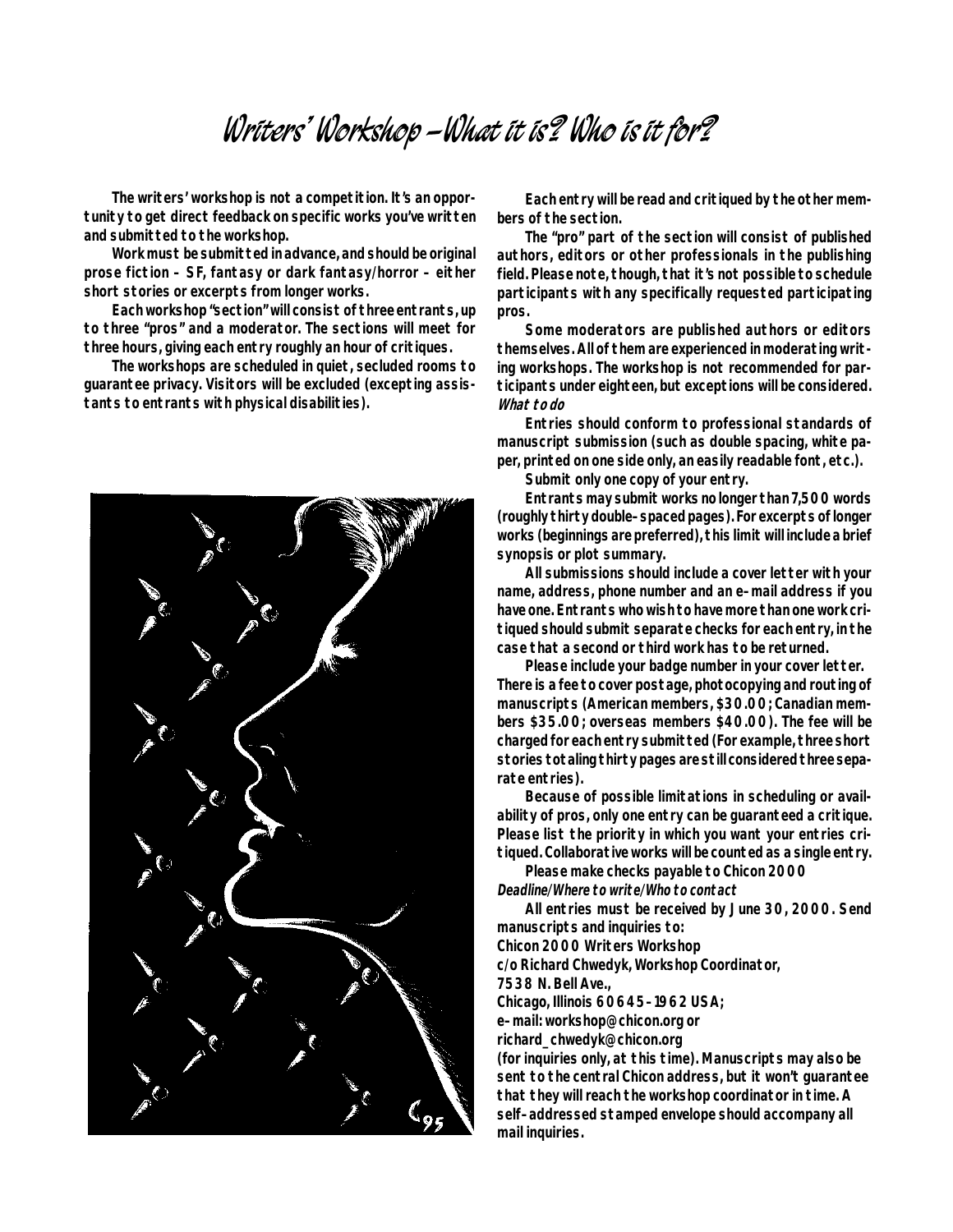# Writers' Workshop – What it is? Who is it for?

The writers' workshop is not a competition. It's an opportunity to get direct feedback on specific works you've written and submitted to the workshop.

Work must be submitted in advance, and should be original prose fiction – SF, fantasy or dark fantasy/horror – either short stories or excerpts from longer works.

Each workshop "section" will consist of three entrants, up to three "pros" and a moderator. The sections will meet for three hours, giving each entry roughly an hour of critiques.

The workshops are scheduled in quiet, secluded rooms to guarantee privacy. Visitors will be excluded (excepting assistants to entrants with physical disabilities).

Each entry will be read and critiqued by the other members of the section.

The "pro" part of the section will consist of published authors, editors or other professionals in the publishing field. Please note, though, that it's not possible to schedule participants with any specifically requested participating pros.

Some moderators are published authors or editors themselves. All of them are experienced in moderating writing workshops. The workshop is not recommended for participants under eighteen, but exceptions will be considered.

*What to do*

Entries should conform to professional standards of manuscript submission (such as double spacing, white paper, printed on one side only, an easily readable font, etc.).

Submit only one copy of your entry.

Entrants may submit works no longer than 7,500 words (roughly thirty double-spaced pages). For excerpts of longer works (beginnings are preferred), this limit will include a brief synopsis or plot summary.

All submissions should include a cover letter with your name, address, phone number and an e-mail address if you have one. Entrants who wish to have more than one work critiqued should submit separate checks for each entry, in the case that a second or third work has to be returned.

Please include your badge number in your cover letter. There is a fee to cover postage, photocopying and routing of manuscripts (American members, $30.00; Canadian members $35.00; overseas members $40.00). The fee will be charged for each entry submitted (For example, three short stories totaling thirty pages are still considered three separate entries).

Because of possible limitations in scheduling or availability of pros, only one entry can be guaranteed a critique. Please list the priority in which you want your entries critiqued. Collaborative works will be counted as a single entry.

Please make checks payable to Chicon 2000

*Deadline/Where to write/Who to contact*

All entries must be received by June 30, 2000. Send manuscripts and inquiries to:

Chicon 2000 Writers Workshop
c/o Richard Chwedyk, Workshop Coordinator,
7538 N. Bell Ave.,
Chicago, Illinois 60645-1962 USA;
e-mail: workshop@chicon.org or
richard_chwedyk@chicon.org
(for inquiries only, at this time). Manuscripts may also be sent to the central Chicon address, but it won't guarantee that they will reach the workshop coordinator in time. A self-addressed stamped envelope should accompany all mail inquiries.